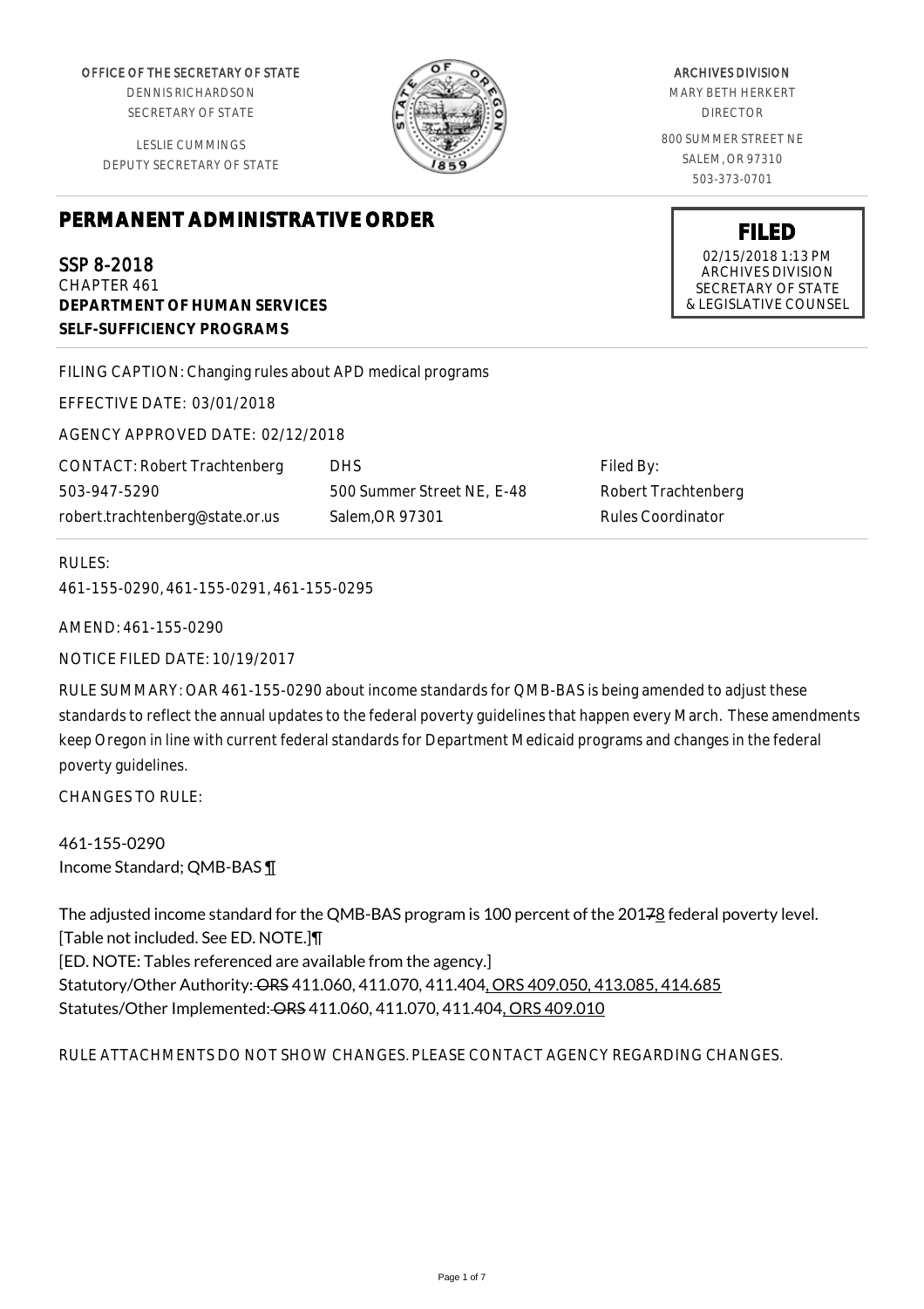OFFICE OF THE SECRETARY OF STATE
DENNIS RICHARDSON
SECRETARY OF STATE

LESLIE CUMMINGS
DEPUTY SECRETARY OF STATE

ARCHIVES DIVISION
MARY BETH HERKERT
DIRECTOR

800 SUMMER STREET NE
SALEM, OR 97310
503-373-0701

**FILED**
02/15/2018 1:13 PM
ARCHIVES DIVISION
SECRETARY OF STATE
& LEGISLATIVE COUNSEL

# PERMANENT ADMINISTRATIVE ORDER

SSP 8-2018
CHAPTER 461
**DEPARTMENT OF HUMAN SERVICES**
**SELF-SUFFICIENCY PROGRAMS**

FILING CAPTION: Changing rules about APD medical programs

EFFECTIVE DATE: 03/01/2018

AGENCY APPROVED DATE: 02/12/2018

| CONTACT: Robert Trachtenberg | DHS | Filed By: |
|---|---|---|
| 503-947-5290 | 500 Summer Street NE, E-48 | Robert Trachtenberg |
| robert.trachtenberg@state.or.us | Salem,OR 97301 | Rules Coordinator |

RULES:
461-155-0290, 461-155-0291, 461-155-0295

AMEND: 461-155-0290

NOTICE FILED DATE: 10/19/2017

RULE SUMMARY: OAR 461-155-0290 about income standards for QMB-BAS is being amended to adjust these standards to reflect the annual updates to the federal poverty guidelines that happen every March. These amendments keep Oregon in line with current federal standards for Department Medicaid programs and changes in the federal poverty guidelines.

CHANGES TO RULE:

461-155-0290
Income Standard; QMB-BAS ¶

The adjusted income standard for the QMB-BAS program is 100 percent of the 20178 federal poverty level. [Table not included. See ED. NOTE.]¶
[ED. NOTE: Tables referenced are available from the agency.]
Statutory/Other Authority: ORS 411.060, 411.070, 411.404, ORS 409.050, 413.085, 414.685
Statutes/Other Implemented: ORS 411.060, 411.070, 411.404, ORS 409.010

RULE ATTACHMENTS DO NOT SHOW CHANGES. PLEASE CONTACT AGENCY REGARDING CHANGES.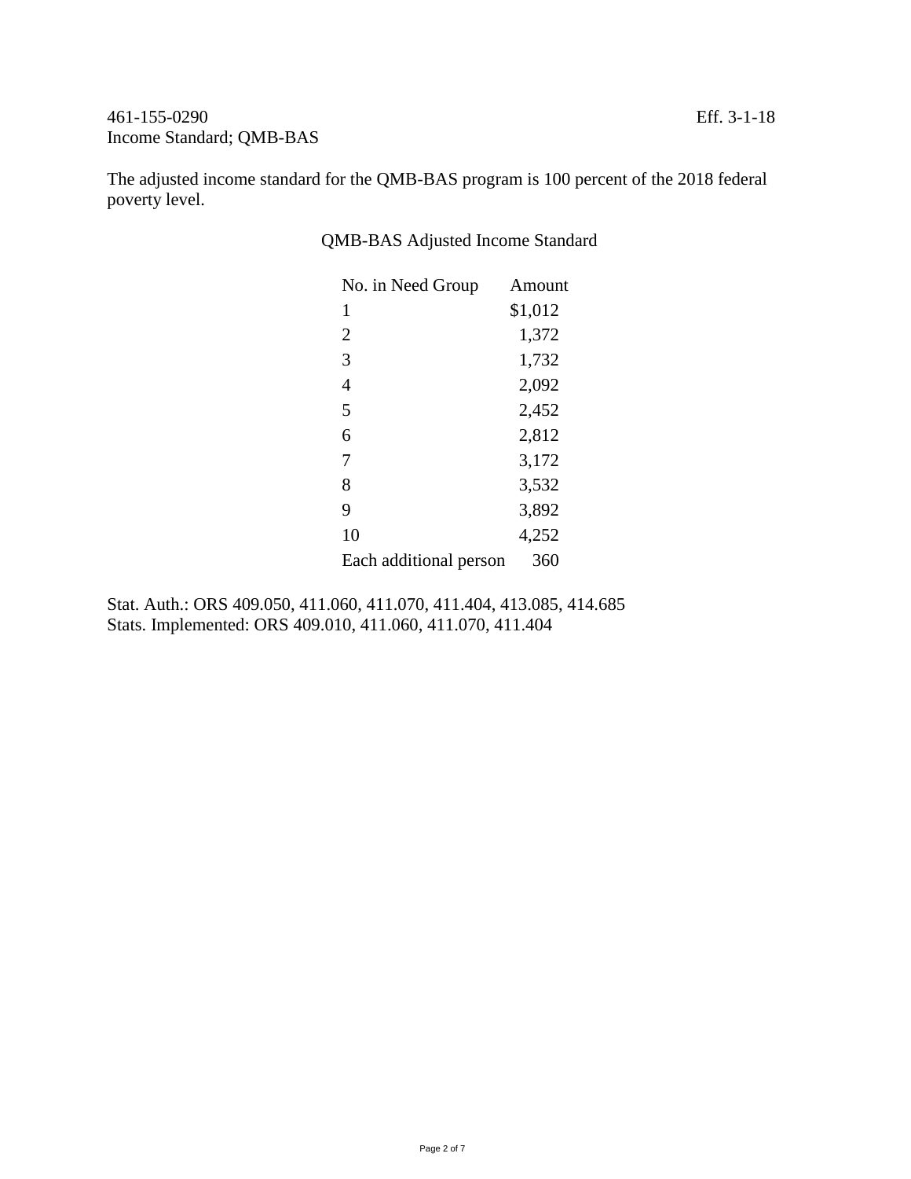461-155-0290 Eff. 3-1-18

## Income Standard; QMB-BAS

The adjusted income standard for the QMB-BAS program is 100 percent of the 2018 federal poverty level.

QMB-BAS Adjusted Income Standard

| No. in Need Group | Amount |
|---|---|
| 1 | $1,012 |
| 2 | 1,372 |
| 3 | 1,732 |
| 4 | 2,092 |
| 5 | 2,452 |
| 6 | 2,812 |
| 7 | 3,172 |
| 8 | 3,532 |
| 9 | 3,892 |
| 10 | 4,252 |
| Each additional person | 360 |

Stat. Auth.: ORS 409.050, 411.060, 411.070, 411.404, 413.085, 414.685
Stats. Implemented: ORS 409.010, 411.060, 411.070, 411.404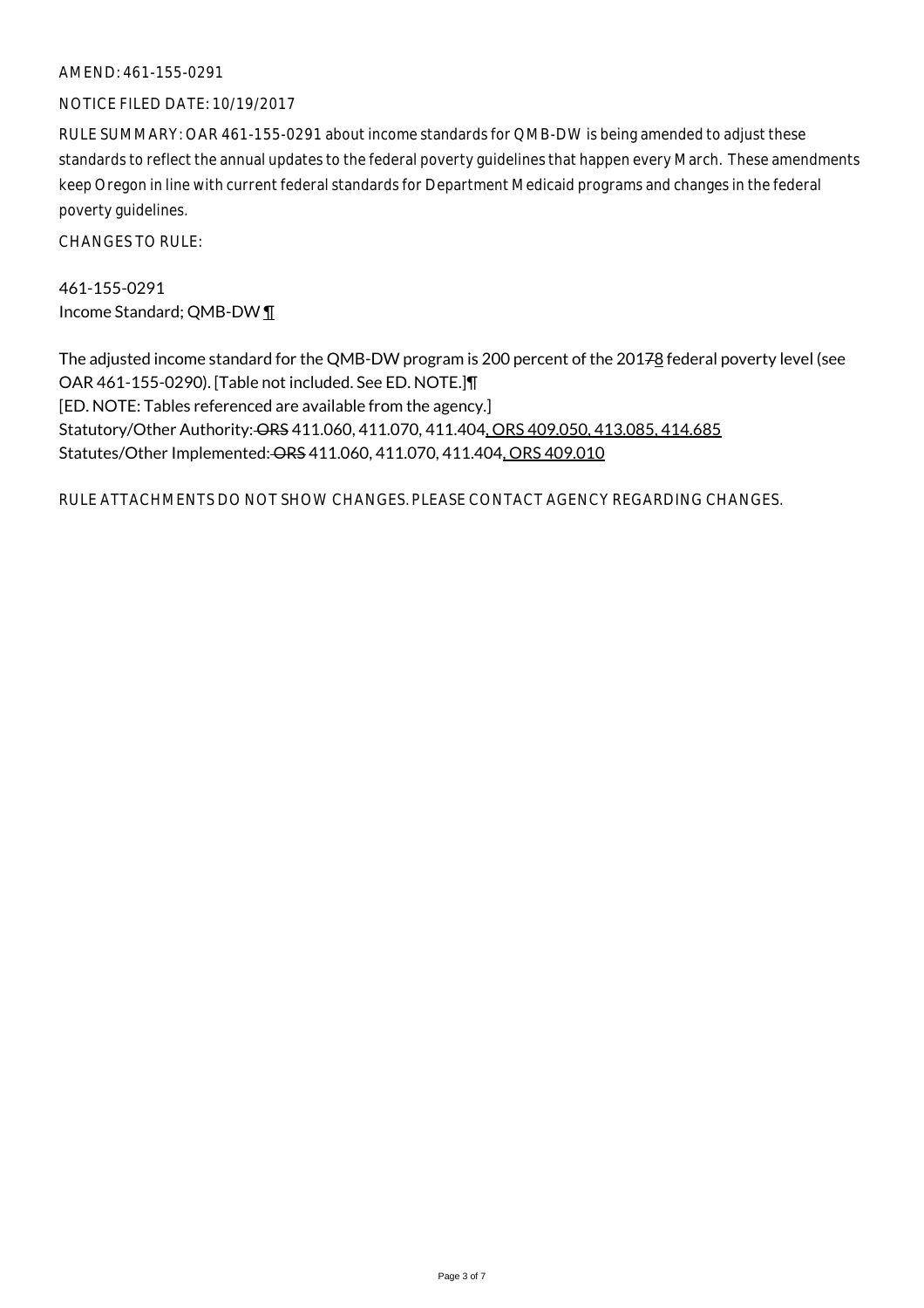AMEND: 461-155-0291

NOTICE FILED DATE: 10/19/2017

RULE SUMMARY: OAR 461-155-0291 about income standards for QMB-DW is being amended to adjust these standards to reflect the annual updates to the federal poverty guidelines that happen every March. These amendments keep Oregon in line with current federal standards for Department Medicaid programs and changes in the federal poverty guidelines.

CHANGES TO RULE:

461-155-0291
Income Standard; QMB-DW ¶

The adjusted income standard for the QMB-DW program is 200 percent of the 20178 federal poverty level (see OAR 461-155-0290). [Table not included. See ED. NOTE.]¶
[ED. NOTE: Tables referenced are available from the agency.]
Statutory/Other Authority: ORS 411.060, 411.070, 411.404, ORS 409.050, 413.085, 414.685
Statutes/Other Implemented: ORS 411.060, 411.070, 411.404, ORS 409.010

RULE ATTACHMENTS DO NOT SHOW CHANGES. PLEASE CONTACT AGENCY REGARDING CHANGES.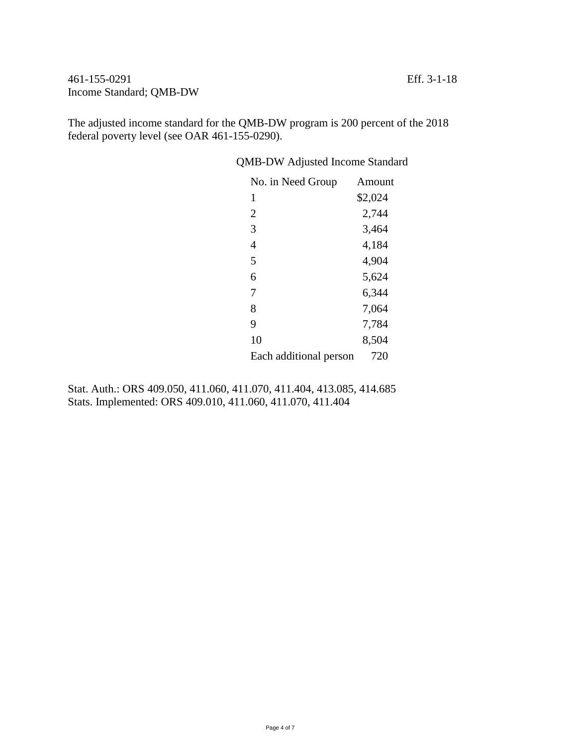461-155-0291 Eff. 3-1-18
Income Standard; QMB-DW

The adjusted income standard for the QMB-DW program is 200 percent of the 2018 federal poverty level (see OAR 461-155-0290).

QMB-DW Adjusted Income Standard

| No. in Need Group | Amount |
| --- | --- |
| 1 | $2,024 |
| 2 | 2,744 |
| 3 | 3,464 |
| 4 | 4,184 |
| 5 | 4,904 |
| 6 | 5,624 |
| 7 | 6,344 |
| 8 | 7,064 |
| 9 | 7,784 |
| 10 | 8,504 |
| Each additional person | 720 |

Stat. Auth.: ORS 409.050, 411.060, 411.070, 411.404, 413.085, 414.685
Stats. Implemented: ORS 409.010, 411.060, 411.070, 411.404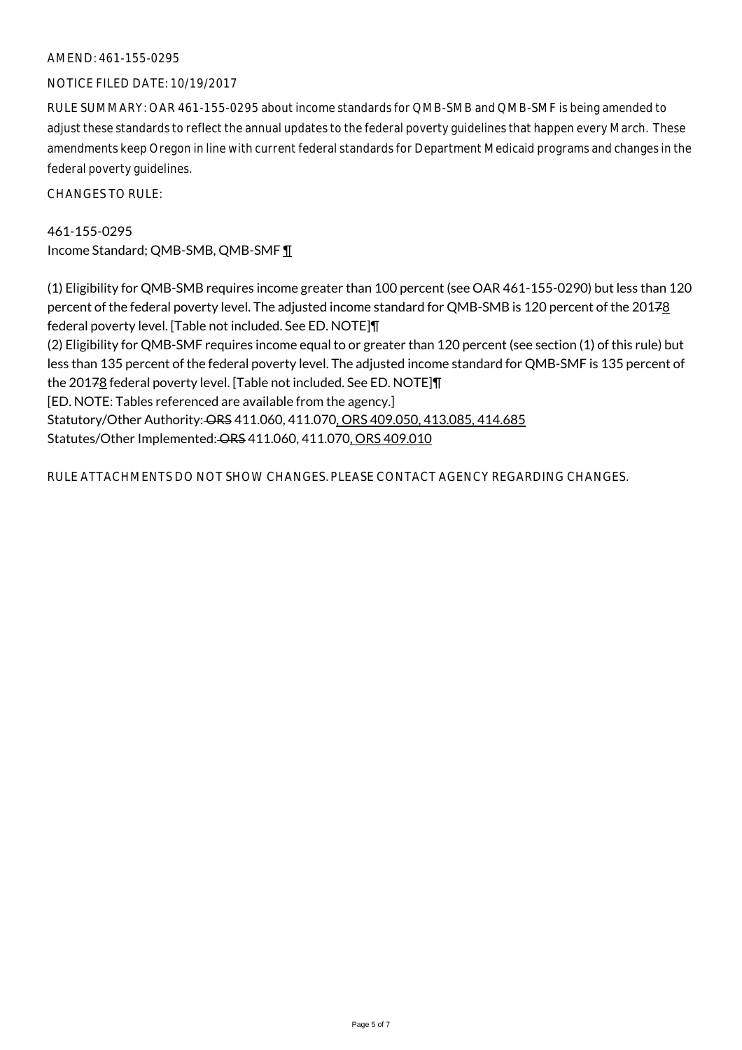AMEND: 461-155-0295

NOTICE FILED DATE: 10/19/2017

RULE SUMMARY: OAR 461-155-0295 about income standards for QMB-SMB and QMB-SMF is being amended to adjust these standards to reflect the annual updates to the federal poverty guidelines that happen every March. These amendments keep Oregon in line with current federal standards for Department Medicaid programs and changes in the federal poverty guidelines.

CHANGES TO RULE:

461-155-0295
Income Standard; QMB-SMB, QMB-SMF ¶

(1) Eligibility for QMB-SMB requires income greater than 100 percent (see OAR 461-155-0290) but less than 120 percent of the federal poverty level. The adjusted income standard for QMB-SMB is 120 percent of the 2017~~7~~8 federal poverty level. [Table not included. See ED. NOTE]¶
(2) Eligibility for QMB-SMF requires income equal to or greater than 120 percent (see section (1) of this rule) but less than 135 percent of the federal poverty level. The adjusted income standard for QMB-SMF is 135 percent of the 2017~~7~~8 federal poverty level. [Table not included. See ED. NOTE]¶
[ED. NOTE: Tables referenced are available from the agency.]
Statutory/Other Authority: ~~ORS~~ 411.060, 411.070, ORS 409.050, 413.085, 414.685
Statutes/Other Implemented: ~~ORS~~ 411.060, 411.070, ORS 409.010

RULE ATTACHMENTS DO NOT SHOW CHANGES. PLEASE CONTACT AGENCY REGARDING CHANGES.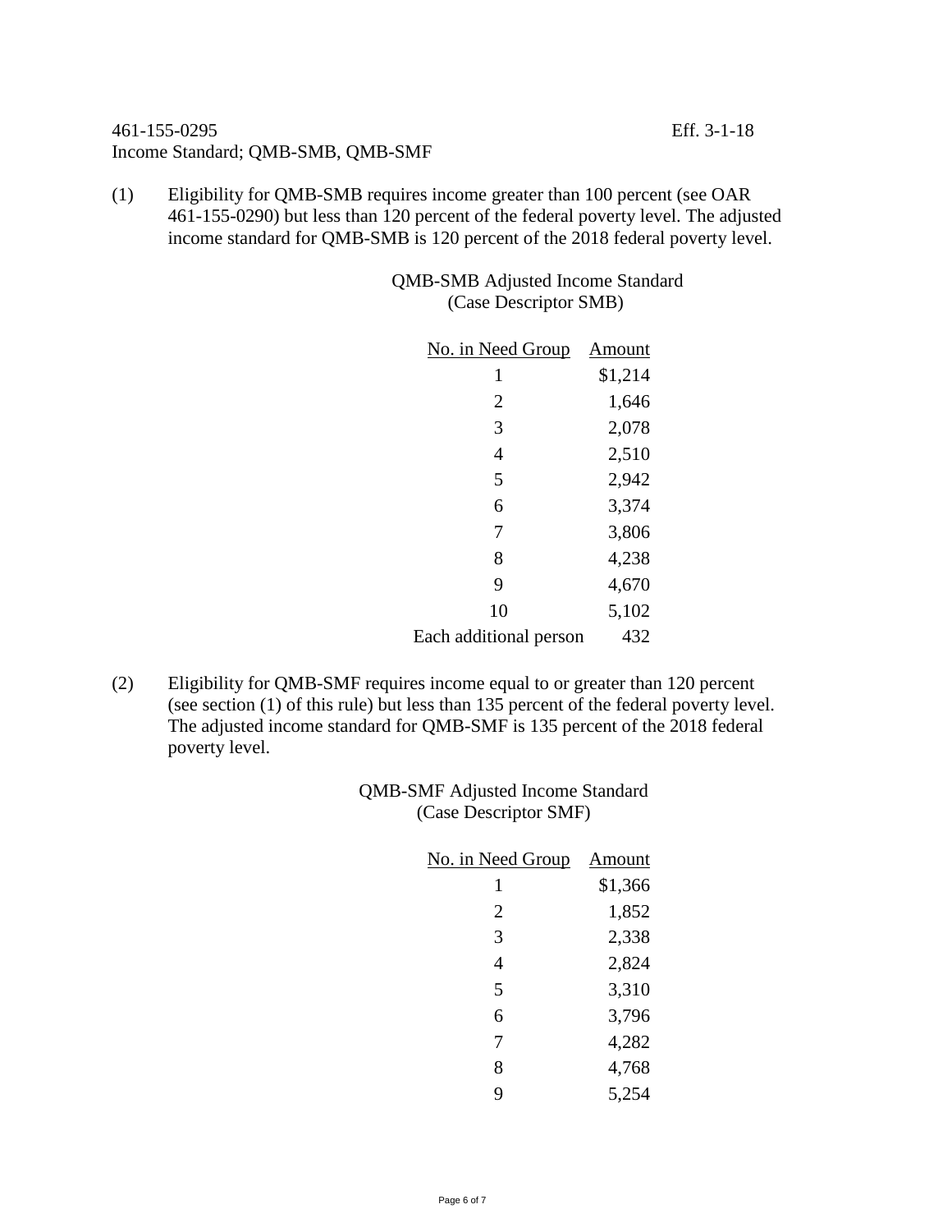461-155-0295 Eff. 3-1-18

Income Standard; QMB-SMB, QMB-SMF

(1) Eligibility for QMB-SMB requires income greater than 100 percent (see OAR 461-155-0290) but less than 120 percent of the federal poverty level. The adjusted income standard for QMB-SMB is 120 percent of the 2018 federal poverty level.

QMB-SMB Adjusted Income Standard
(Case Descriptor SMB)

| No. in Need Group | Amount |
|---|---|
| 1 | $1,214 |
| 2 | 1,646 |
| 3 | 2,078 |
| 4 | 2,510 |
| 5 | 2,942 |
| 6 | 3,374 |
| 7 | 3,806 |
| 8 | 4,238 |
| 9 | 4,670 |
| 10 | 5,102 |
| Each additional person | 432 |

(2) Eligibility for QMB-SMF requires income equal to or greater than 120 percent (see section (1) of this rule) but less than 135 percent of the federal poverty level. The adjusted income standard for QMB-SMF is 135 percent of the 2018 federal poverty level.

QMB-SMF Adjusted Income Standard
(Case Descriptor SMF)

| No. in Need Group | Amount |
|---|---|
| 1 | $1,366 |
| 2 | 1,852 |
| 3 | 2,338 |
| 4 | 2,824 |
| 5 | 3,310 |
| 6 | 3,796 |
| 7 | 4,282 |
| 8 | 4,768 |
| 9 | 5,254 |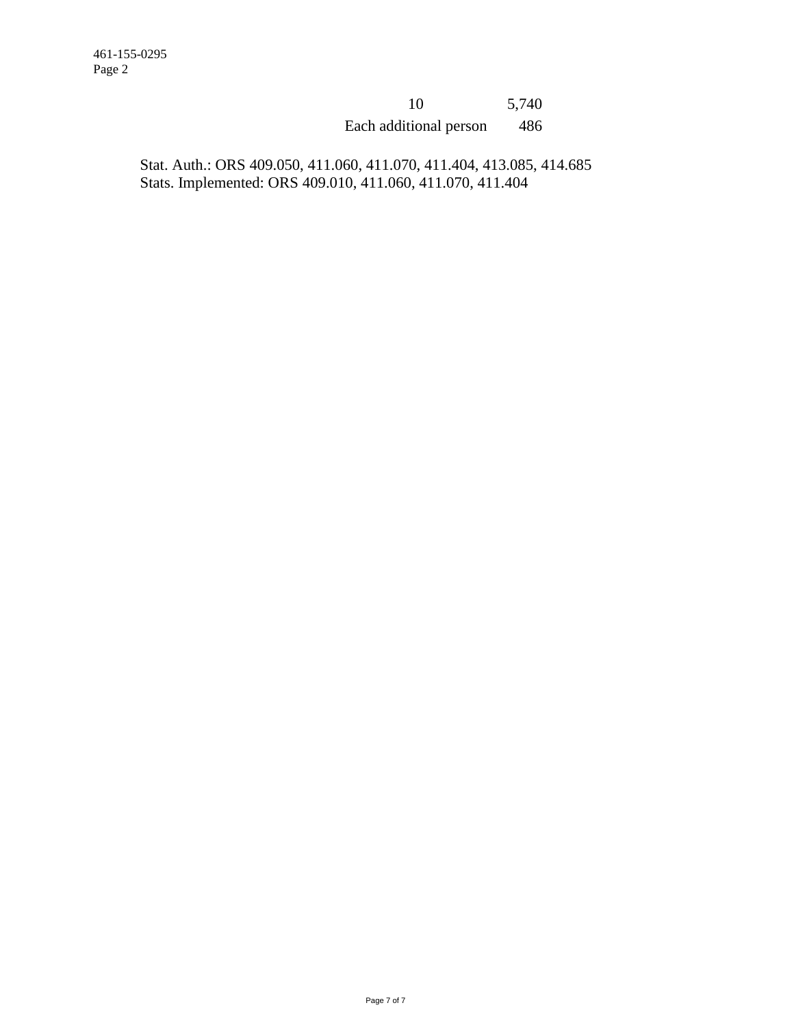| | |
|---|---|
| 10 | 5,740 |
| Each additional person | 486 |

Stat. Auth.: ORS 409.050, 411.060, 411.070, 411.404, 413.085, 414.685
Stats. Implemented: ORS 409.010, 411.060, 411.070, 411.404